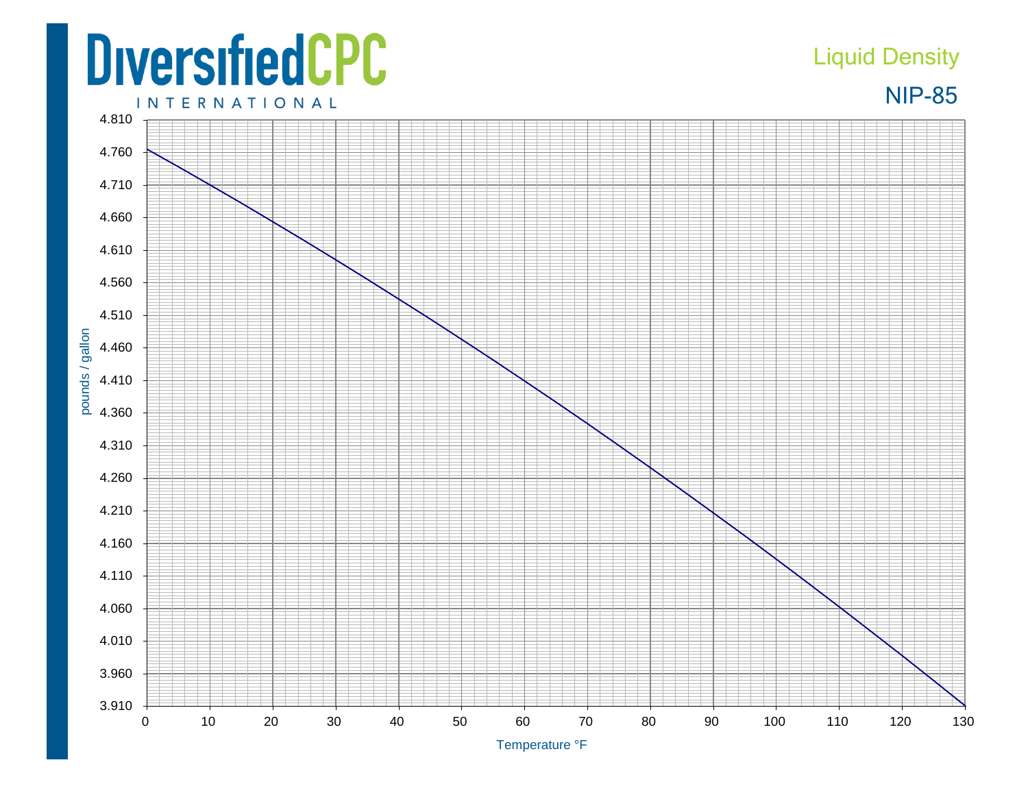# DiversifiedCPC

INTERNATIONAL

## Liquid Density

## NIP-85

pounds / gallon

4.810
4.760
4.710
4.660
4.610
4.560
4.510
4.460
4.410
4.360
4.310
4.260
4.210
4.160
4.110
4.060
4.010
3.960
3.910

0 10 20 30 40 50 60 70 80 90 100 110 120 130

Temperature °F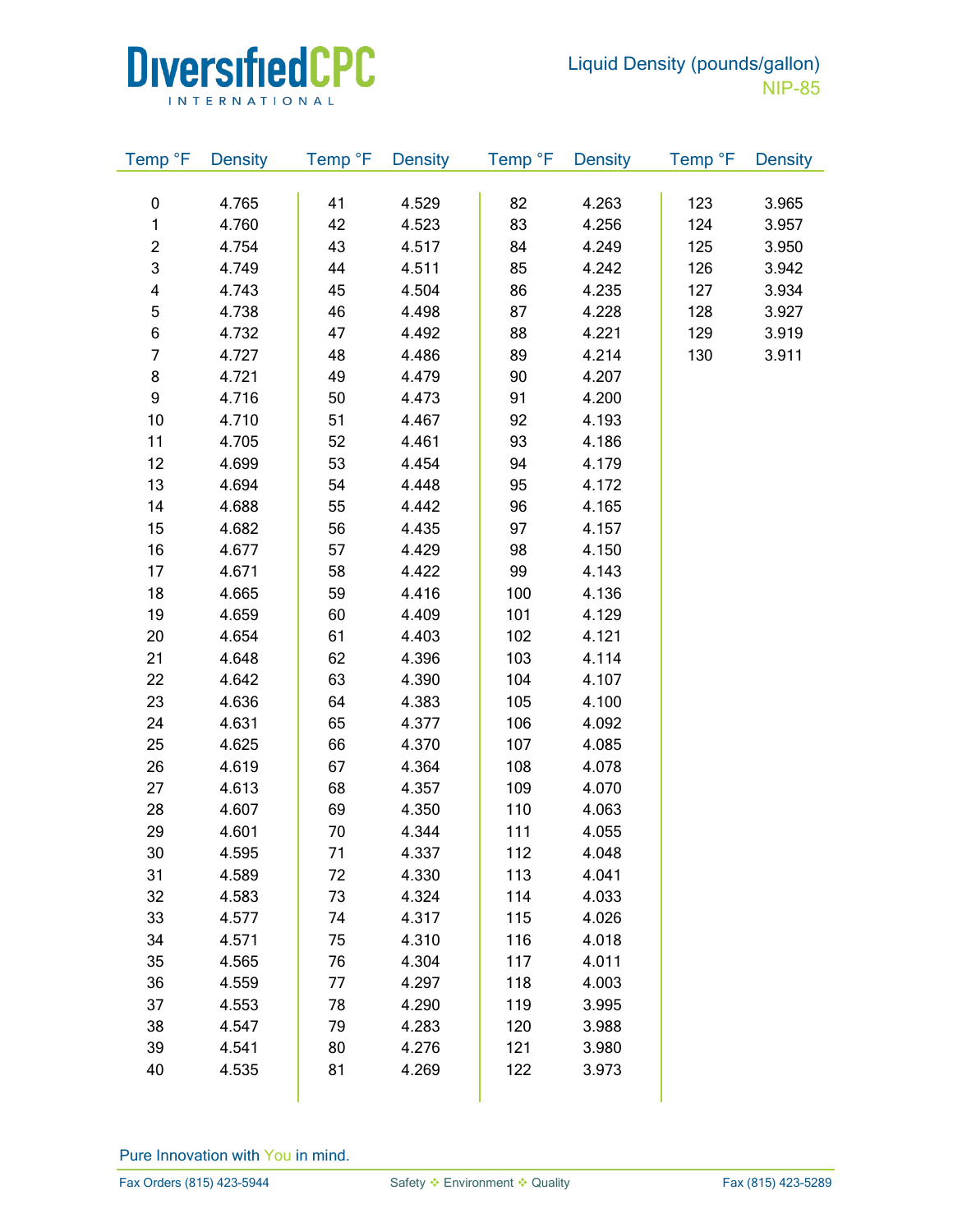DiversifiedCPC INTERNATIONAL

Liquid Density (pounds/gallon)

NIP-85

| Temp °F | Density | Temp °F | Density | Temp °F | Density | Temp °F | Density |
|---|---|---|---|---|---|---|---|
| 0 | 4.765 | 41 | 4.529 | 82 | 4.263 | 123 | 3.965 |
| 1 | 4.760 | 42 | 4.523 | 83 | 4.256 | 124 | 3.957 |
| 2 | 4.754 | 43 | 4.517 | 84 | 4.249 | 125 | 3.950 |
| 3 | 4.749 | 44 | 4.511 | 85 | 4.242 | 126 | 3.942 |
| 4 | 4.743 | 45 | 4.504 | 86 | 4.235 | 127 | 3.934 |
| 5 | 4.738 | 46 | 4.498 | 87 | 4.228 | 128 | 3.927 |
| 6 | 4.732 | 47 | 4.492 | 88 | 4.221 | 129 | 3.919 |
| 7 | 4.727 | 48 | 4.486 | 89 | 4.214 | 130 | 3.911 |
| 8 | 4.721 | 49 | 4.479 | 90 | 4.207 | | |
| 9 | 4.716 | 50 | 4.473 | 91 | 4.200 | | |
| 10 | 4.710 | 51 | 4.467 | 92 | 4.193 | | |
| 11 | 4.705 | 52 | 4.461 | 93 | 4.186 | | |
| 12 | 4.699 | 53 | 4.454 | 94 | 4.179 | | |
| 13 | 4.694 | 54 | 4.448 | 95 | 4.172 | | |
| 14 | 4.688 | 55 | 4.442 | 96 | 4.165 | | |
| 15 | 4.682 | 56 | 4.435 | 97 | 4.157 | | |
| 16 | 4.677 | 57 | 4.429 | 98 | 4.150 | | |
| 17 | 4.671 | 58 | 4.422 | 99 | 4.143 | | |
| 18 | 4.665 | 59 | 4.416 | 100 | 4.136 | | |
| 19 | 4.659 | 60 | 4.409 | 101 | 4.129 | | |
| 20 | 4.654 | 61 | 4.403 | 102 | 4.121 | | |
| 21 | 4.648 | 62 | 4.396 | 103 | 4.114 | | |
| 22 | 4.642 | 63 | 4.390 | 104 | 4.107 | | |
| 23 | 4.636 | 64 | 4.383 | 105 | 4.100 | | |
| 24 | 4.631 | 65 | 4.377 | 106 | 4.092 | | |
| 25 | 4.625 | 66 | 4.370 | 107 | 4.085 | | |
| 26 | 4.619 | 67 | 4.364 | 108 | 4.078 | | |
| 27 | 4.613 | 68 | 4.357 | 109 | 4.070 | | |
| 28 | 4.607 | 69 | 4.350 | 110 | 4.063 | | |
| 29 | 4.601 | 70 | 4.344 | 111 | 4.055 | | |
| 30 | 4.595 | 71 | 4.337 | 112 | 4.048 | | |
| 31 | 4.589 | 72 | 4.330 | 113 | 4.041 | | |
| 32 | 4.583 | 73 | 4.324 | 114 | 4.033 | | |
| 33 | 4.577 | 74 | 4.317 | 115 | 4.026 | | |
| 34 | 4.571 | 75 | 4.310 | 116 | 4.018 | | |
| 35 | 4.565 | 76 | 4.304 | 117 | 4.011 | | |
| 36 | 4.559 | 77 | 4.297 | 118 | 4.003 | | |
| 37 | 4.553 | 78 | 4.290 | 119 | 3.995 | | |
| 38 | 4.547 | 79 | 4.283 | 120 | 3.988 | | |
| 39 | 4.541 | 80 | 4.276 | 121 | 3.980 | | |
| 40 | 4.535 | 81 | 4.269 | 122 | 3.973 | | |

Pure Innovation with You in mind.

Fax Orders (815) 423-5944 Safety ❖ Environment ❖ Quality Fax (815) 423-5289